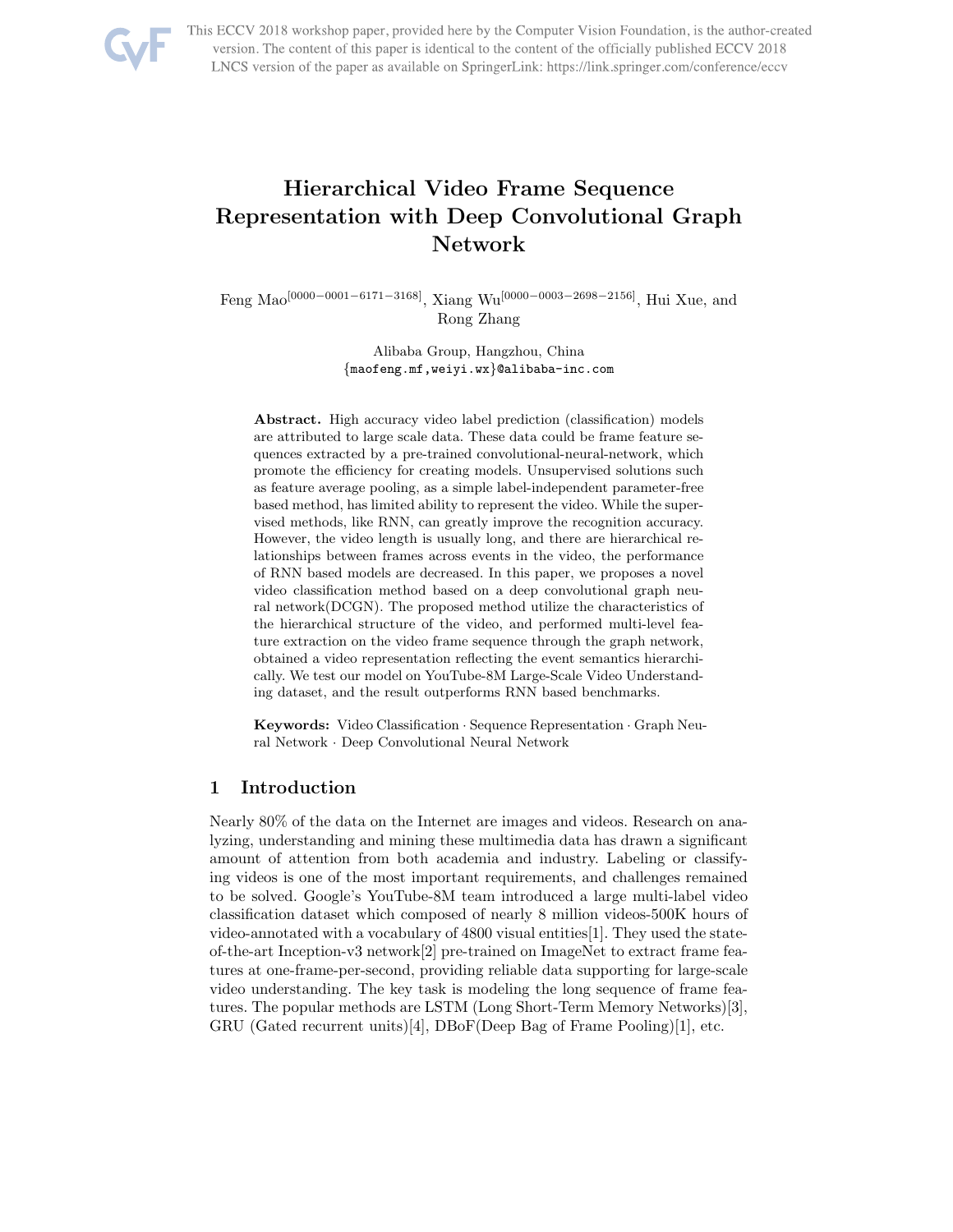This ECCV 2018 workshop paper, provided here by the Computer Vision Foundation, is the author-created version. The content of this paper is identical to the content of the officially published ECCV 2018 LNCS version of the paper as available on SpringerLink: https://link.springer.com/conference/eccv

# Hierarchical Video Frame Sequence Representation with Deep Convolutional Graph Network

Feng Mao[0000−0001−6171−3168], Xiang Wu[0000−0003−2698−2156], Hui Xue, and Rong Zhang

Alibaba Group, Hangzhou, China
{maofeng.mf,weiyi.wx}@alibaba-inc.com

**Abstract.** High accuracy video label prediction (classification) models are attributed to large scale data. These data could be frame feature sequences extracted by a pre-trained convolutional-neural-network, which promote the efficiency for creating models. Unsupervised solutions such as feature average pooling, as a simple label-independent parameter-free based method, has limited ability to represent the video. While the supervised methods, like RNN, can greatly improve the recognition accuracy. However, the video length is usually long, and there are hierarchical relationships between frames across events in the video, the performance of RNN based models are decreased. In this paper, we proposes a novel video classification method based on a deep convolutional graph neural network(DCGN). The proposed method utilize the characteristics of the hierarchical structure of the video, and performed multi-level feature extraction on the video frame sequence through the graph network, obtained a video representation reflecting the event semantics hierarchically. We test our model on YouTube-8M Large-Scale Video Understanding dataset, and the result outperforms RNN based benchmarks.

**Keywords:** Video Classification · Sequence Representation · Graph Neural Network · Deep Convolutional Neural Network

## 1 Introduction

Nearly 80% of the data on the Internet are images and videos. Research on analyzing, understanding and mining these multimedia data has drawn a significant amount of attention from both academia and industry. Labeling or classifying videos is one of the most important requirements, and challenges remained to be solved. Google's YouTube-8M team introduced a large multi-label video classification dataset which composed of nearly 8 million videos-500K hours of video-annotated with a vocabulary of 4800 visual entities[1]. They used the state-of-the-art Inception-v3 network[2] pre-trained on ImageNet to extract frame features at one-frame-per-second, providing reliable data supporting for large-scale video understanding. The key task is modeling the long sequence of frame features. The popular methods are LSTM (Long Short-Term Memory Networks)[3], GRU (Gated recurrent units)[4], DBoF(Deep Bag of Frame Pooling)[1], etc.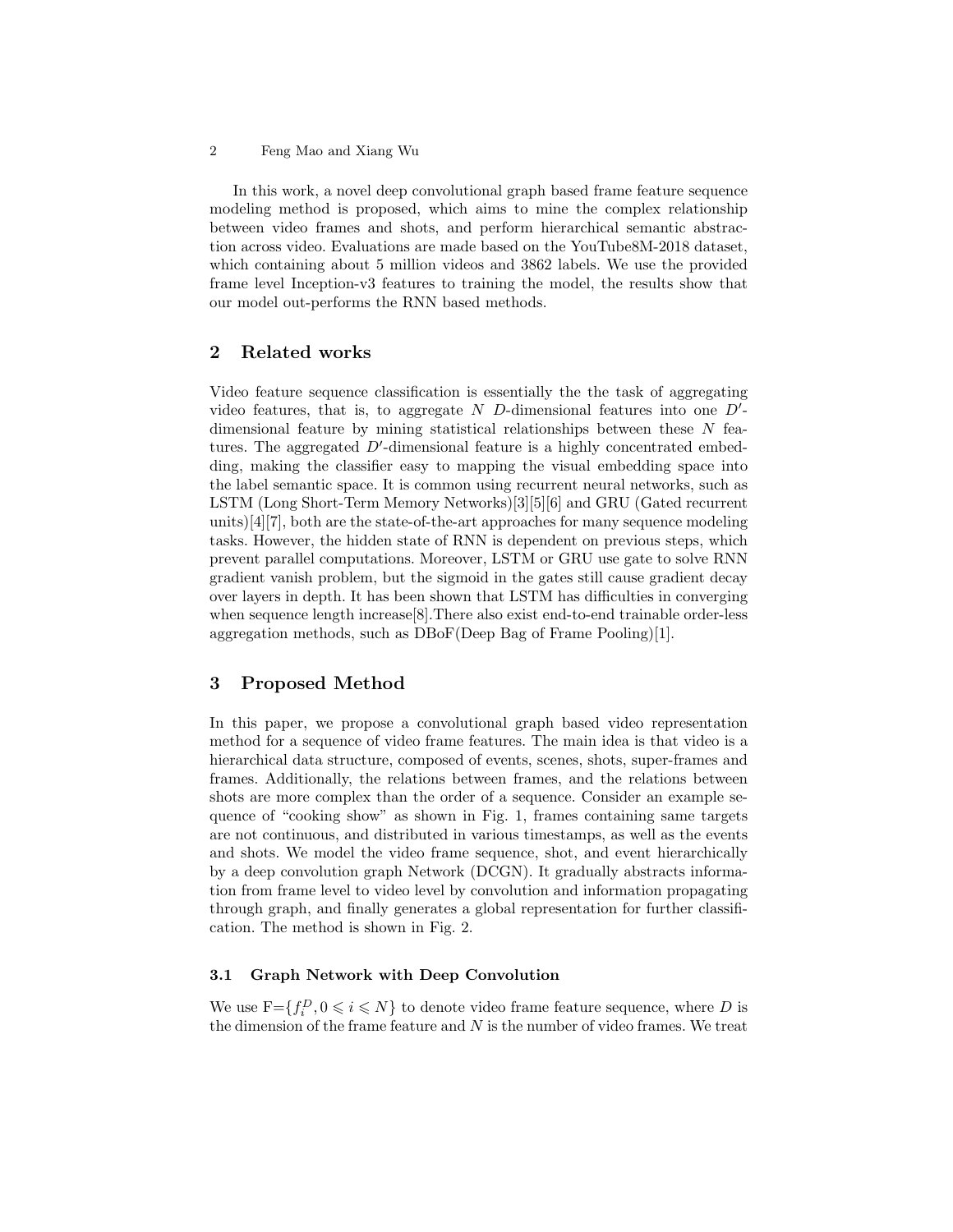In this work, a novel deep convolutional graph based frame feature sequence modeling method is proposed, which aims to mine the complex relationship between video frames and shots, and perform hierarchical semantic abstraction across video. Evaluations are made based on the YouTube8M-2018 dataset, which containing about 5 million videos and 3862 labels. We use the provided frame level Inception-v3 features to training the model, the results show that our model out-performs the RNN based methods.

## 2 Related works

Video feature sequence classification is essentially the the task of aggregating video features, that is, to aggregate $N$ $D$-dimensional features into one $D'$-dimensional feature by mining statistical relationships between these $N$ features. The aggregated $D'$-dimensional feature is a highly concentrated embedding, making the classifier easy to mapping the visual embedding space into the label semantic space. It is common using recurrent neural networks, such as LSTM (Long Short-Term Memory Networks)[3][5][6] and GRU (Gated recurrent units)[4][7], both are the state-of-the-art approaches for many sequence modeling tasks. However, the hidden state of RNN is dependent on previous steps, which prevent parallel computations. Moreover, LSTM or GRU use gate to solve RNN gradient vanish problem, but the sigmoid in the gates still cause gradient decay over layers in depth. It has been shown that LSTM has difficulties in converging when sequence length increase[8].There also exist end-to-end trainable order-less aggregation methods, such as DBoF(Deep Bag of Frame Pooling)[1].

## 3 Proposed Method

In this paper, we propose a convolutional graph based video representation method for a sequence of video frame features. The main idea is that video is a hierarchical data structure, composed of events, scenes, shots, super-frames and frames. Additionally, the relations between frames, and the relations between shots are more complex than the order of a sequence. Consider an example sequence of "cooking show" as shown in Fig. 1, frames containing same targets are not continuous, and distributed in various timestamps, as well as the events and shots. We model the video frame sequence, shot, and event hierarchically by a deep convolution graph Network (DCGN). It gradually abstracts information from frame level to video level by convolution and information propagating through graph, and finally generates a global representation for further classification. The method is shown in Fig. 2.

### 3.1 Graph Network with Deep Convolution

We use F=$\{f_i^D, 0 \leqslant i \leqslant N\}$ to denote video frame feature sequence, where $D$ is the dimension of the frame feature and $N$ is the number of video frames. We treat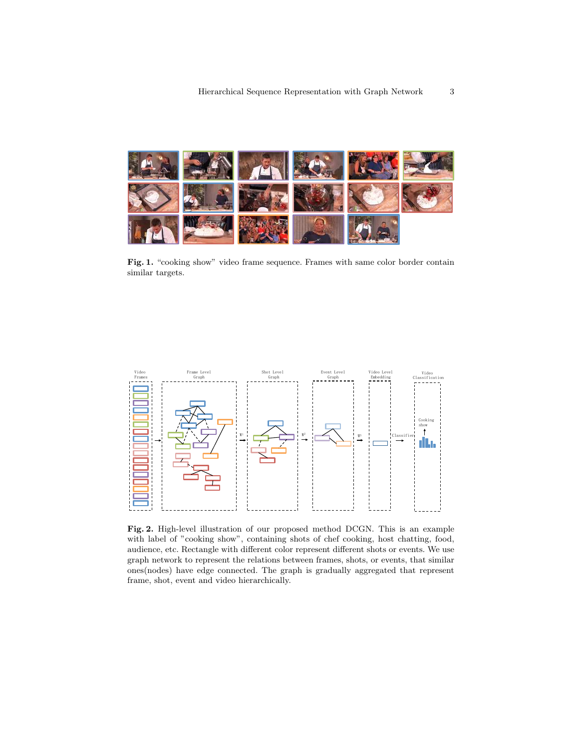**Fig. 1.** "cooking show" video frame sequence. Frames with same color border contain similar targets.

**Fig. 2.** High-level illustration of our proposed method DCGN. This is an example with label of "cooking show", containing shots of chef cooking, host chatting, food, audience, etc. Rectangle with different color represent different shots or events. We use graph network to represent the relations between frames, shots, or events, that similar ones(nodes) have edge connected. The graph is gradually aggregated that represent frame, shot, event and video hierarchically.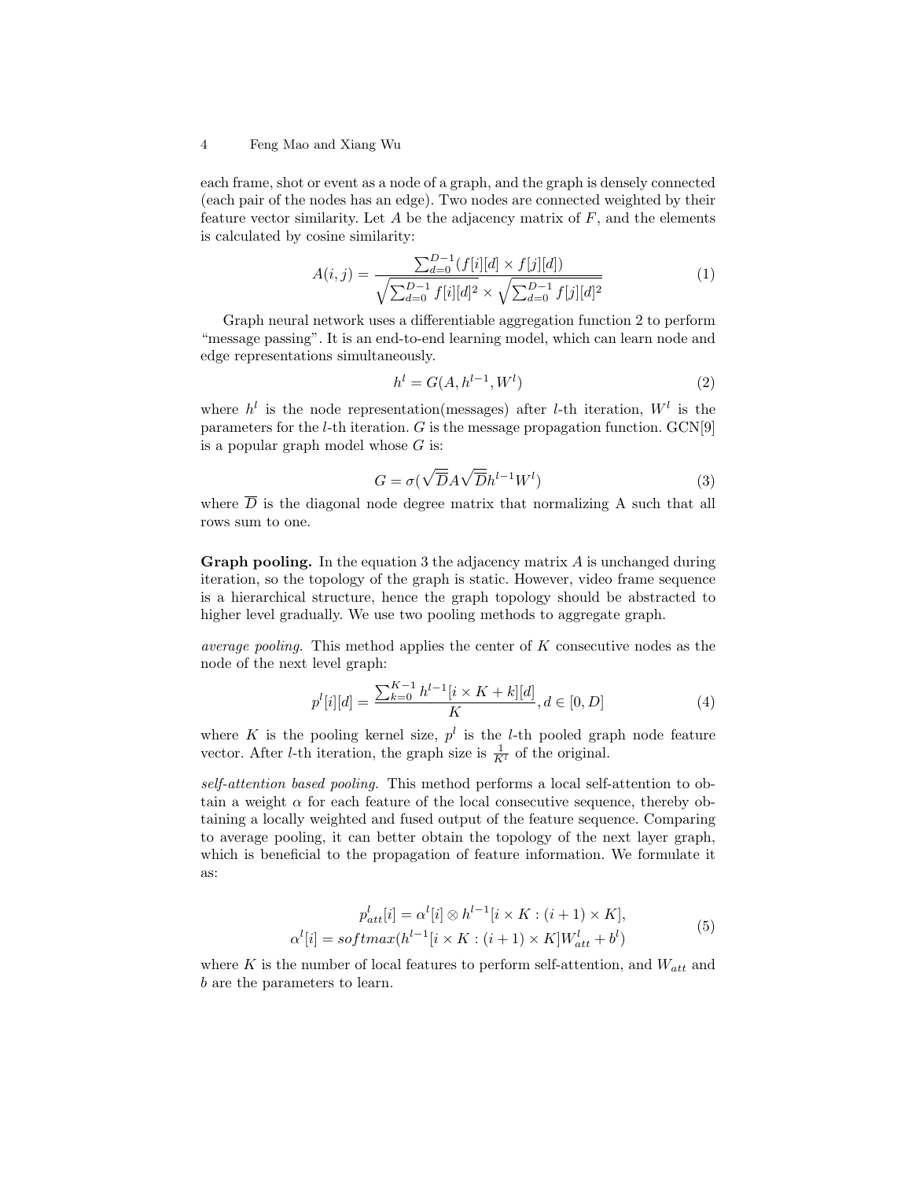each frame, shot or event as a node of a graph, and the graph is densely connected (each pair of the nodes has an edge). Two nodes are connected weighted by their feature vector similarity. Let $A$ be the adjacency matrix of $F$, and the elements is calculated by cosine similarity:

$$A(i,j) = \frac{\sum_{d=0}^{D-1}(f[i][d] \times f[j][d])}{\sqrt{\sum_{d=0}^{D-1} f[i][d]^2} \times \sqrt{\sum_{d=0}^{D-1} f[j][d]^2}} \tag{1}$$

Graph neural network uses a differentiable aggregation function 2 to perform "message passing". It is an end-to-end learning model, which can learn node and edge representations simultaneously.

$$h^l = G(A, h^{l-1}, W^l) \tag{2}$$

where $h^l$ is the node representation(messages) after $l$-th iteration, $W^l$ is the parameters for the $l$-th iteration. $G$ is the message propagation function. GCN[9] is a popular graph model whose $G$ is:

$$G = \sigma(\sqrt{\overline{D}} A \sqrt{\overline{D}} h^{l-1} W^l) \tag{3}$$

where $\overline{D}$ is the diagonal node degree matrix that normalizing A such that all rows sum to one.

**Graph pooling.** In the equation 3 the adjacency matrix $A$ is unchanged during iteration, so the topology of the graph is static. However, video frame sequence is a hierarchical structure, hence the graph topology should be abstracted to higher level gradually. We use two pooling methods to aggregate graph.

*average pooling.* This method applies the center of $K$ consecutive nodes as the node of the next level graph:

$$p^l[i][d] = \frac{\sum_{k=0}^{K-1} h^{l-1}[i \times K + k][d]}{K}, d \in [0, D] \tag{4}$$

where $K$ is the pooling kernel size, $p^l$ is the $l$-th pooled graph node feature vector. After $l$-th iteration, the graph size is $\frac{1}{K^l}$ of the original.

*self-attention based pooling.* This method performs a local self-attention to obtain a weight $\alpha$ for each feature of the local consecutive sequence, thereby obtaining a locally weighted and fused output of the feature sequence. Comparing to average pooling, it can better obtain the topology of the next layer graph, which is beneficial to the propagation of feature information. We formulate it as:

$$\begin{aligned} p^l_{att}[i] &= \alpha^l[i] \otimes h^{l-1}[i \times K : (i+1) \times K], \\ \alpha^l[i] &= softmax(h^{l-1}[i \times K : (i+1) \times K] W^l_{att} + b^l) \end{aligned} \tag{5}$$

where $K$ is the number of local features to perform self-attention, and $W_{att}$ and $b$ are the parameters to learn.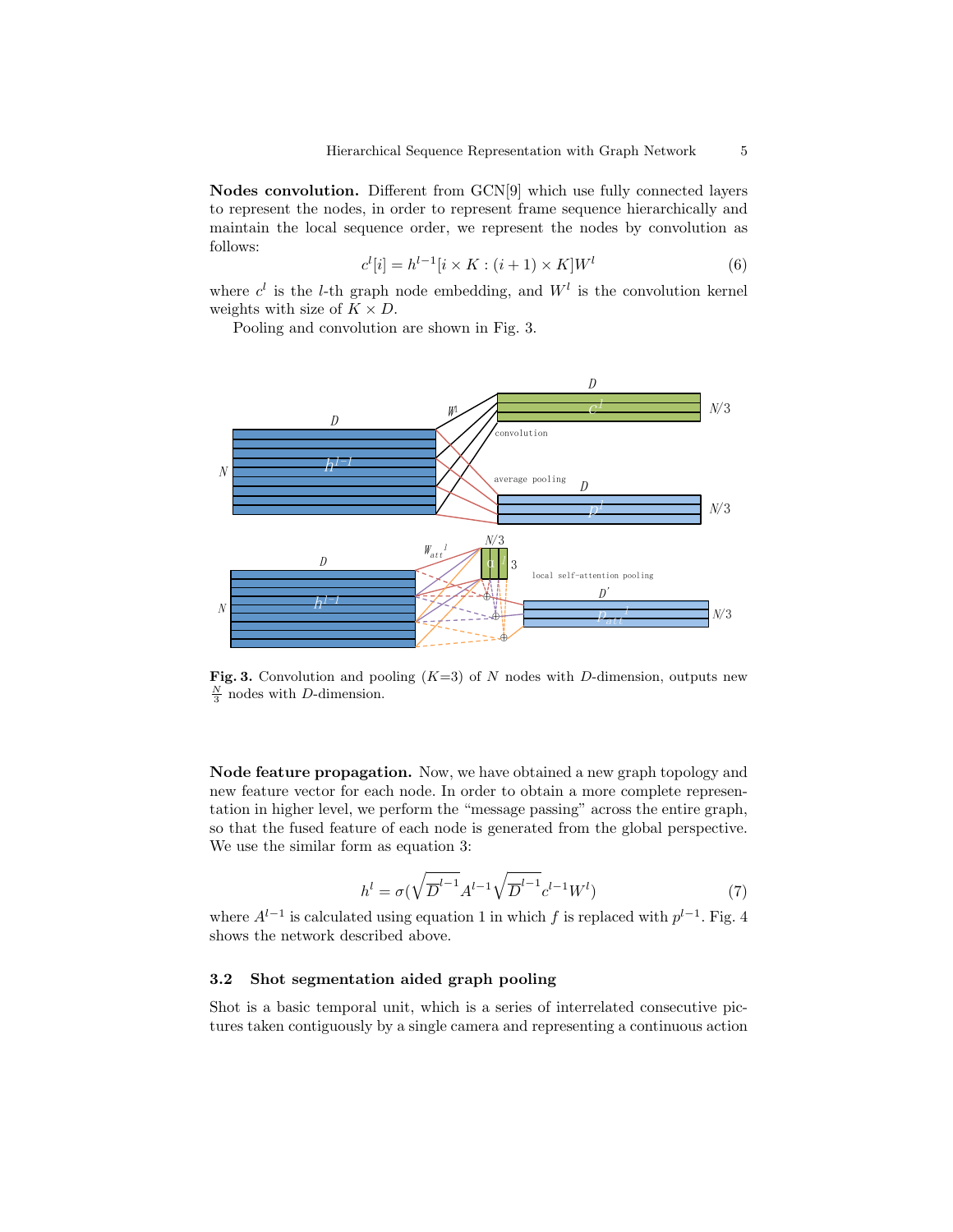**Nodes convolution.** Different from GCN[9] which use fully connected layers to represent the nodes, in order to represent frame sequence hierarchically and maintain the local sequence order, we represent the nodes by convolution as follows:

$$c^l[i] = h^{l-1}[i \times K : (i+1) \times K]W^l \tag{6}$$

where $c^l$ is the $l$-th graph node embedding, and $W^l$ is the convolution kernel weights with size of $K \times D$.

Pooling and convolution are shown in Fig. 3.

**Fig. 3.** Convolution and pooling ($K$=3) of $N$ nodes with $D$-dimension, outputs new $\frac{N}{3}$ nodes with $D$-dimension.

**Node feature propagation.** Now, we have obtained a new graph topology and new feature vector for each node. In order to obtain a more complete representation in higher level, we perform the "message passing" across the entire graph, so that the fused feature of each node is generated from the global perspective. We use the similar form as equation 3:

$$h^l = \sigma(\sqrt{\overline{D}^{l-1}} A^{l-1} \sqrt{\overline{D}^{l-1}} c^{l-1} W^l) \tag{7}$$

where $A^{l-1}$ is calculated using equation 1 in which $f$ is replaced with $p^{l-1}$. Fig. 4 shows the network described above.

### 3.2 Shot segmentation aided graph pooling

Shot is a basic temporal unit, which is a series of interrelated consecutive pictures taken contiguously by a single camera and representing a continuous action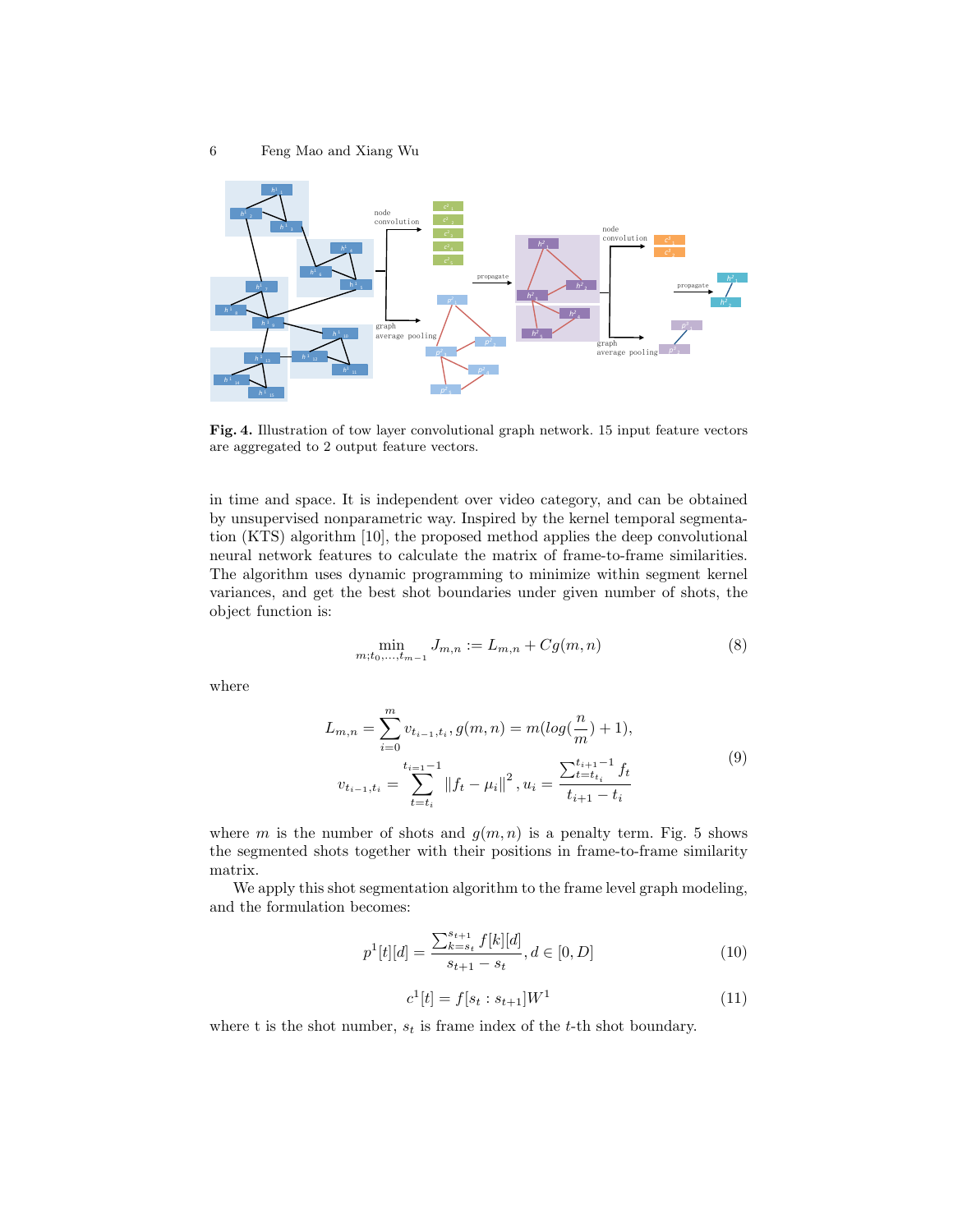**Fig. 4.** Illustration of tow layer convolutional graph network. 15 input feature vectors are aggregated to 2 output feature vectors.

in time and space. It is independent over video category, and can be obtained by unsupervised nonparametric way. Inspired by the kernel temporal segmentation (KTS) algorithm [10], the proposed method applies the deep convolutional neural network features to calculate the matrix of frame-to-frame similarities. The algorithm uses dynamic programming to minimize within segment kernel variances, and get the best shot boundaries under given number of shots, the object function is:

$$\min_{m;t_0,\ldots,t_{m-1}} J_{m,n} := L_{m,n} + Cg(m,n) \tag{8}$$

where

$$\begin{gathered} L_{m,n} = \sum_{i=0}^{m} v_{t_{i-1},t_i}, g(m,n) = m(log(\frac{n}{m}) + 1), \\ v_{t_{i-1},t_i} = \sum_{t=t_i}^{t_{i=1}-1} \|f_t - \mu_i\|^2, u_i = \frac{\sum_{t=t_{t_i}}^{t_{i+1}-1} f_t}{t_{i+1} - t_i} \end{gathered} \tag{9}$$

where $m$ is the number of shots and $g(m,n)$ is a penalty term. Fig. 5 shows the segmented shots together with their positions in frame-to-frame similarity matrix.

We apply this shot segmentation algorithm to the frame level graph modeling, and the formulation becomes:

$$p^1[t][d] = \frac{\sum_{k=s_t}^{s_{t+1}} f[k][d]}{s_{t+1} - s_t}, d \in [0, D] \tag{10}$$

$$c^1[t] = f[s_t : s_{t+1}]W^1 \tag{11}$$

where t is the shot number, $s_t$ is frame index of the $t$-th shot boundary.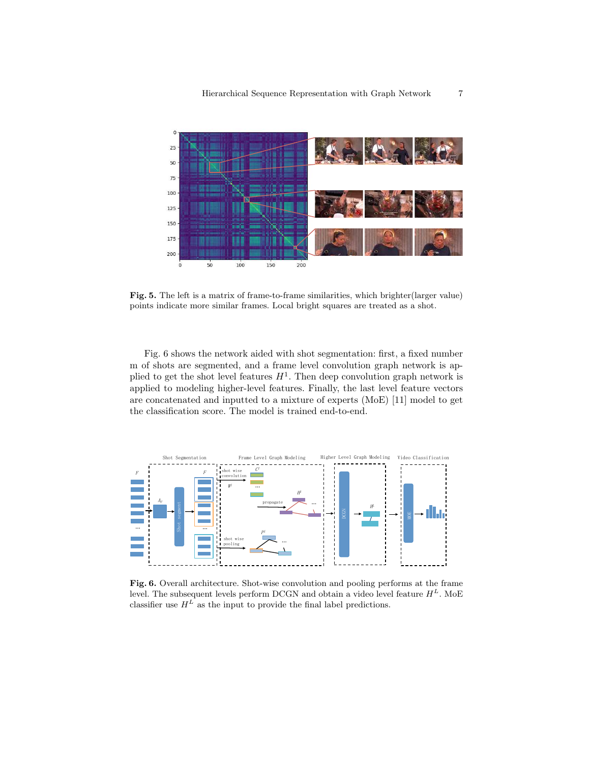**Fig. 5.** The left is a matrix of frame-to-frame similarities, which brighter(larger value) points indicate more similar frames. Local bright squares are treated as a shot.

Fig. 6 shows the network aided with shot segmentation: first, a fixed number m of shots are segmented, and a frame level convolution graph network is applied to get the shot level features $H^1$. Then deep convolution graph network is applied to modeling higher-level features. Finally, the last level feature vectors are concatenated and inputted to a mixture of experts (MoE) [11] model to get the classification score. The model is trained end-to-end.

**Fig. 6.** Overall architecture. Shot-wise convolution and pooling performs at the frame level. The subsequent levels perform DCGN and obtain a video level feature $H^L$. MoE classifier use $H^L$ as the input to provide the final label predictions.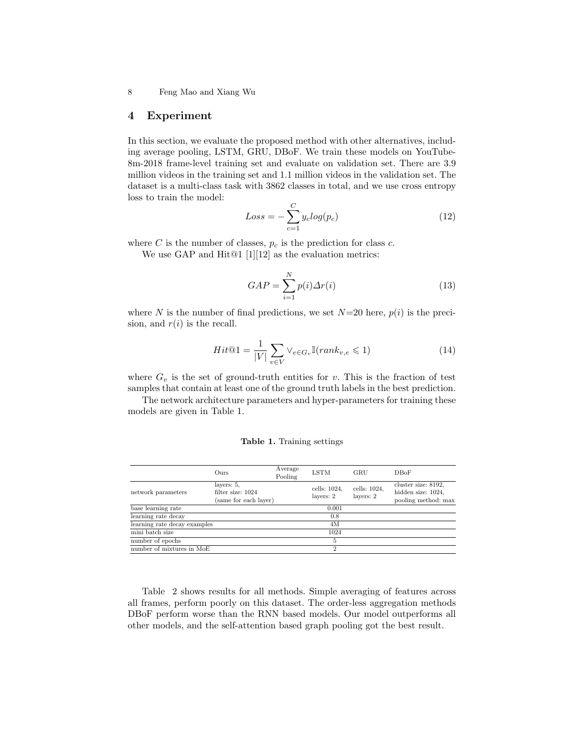## 4 Experiment

In this section, we evaluate the proposed method with other alternatives, including average pooling, LSTM, GRU, DBoF. We train these models on YouTube-8m-2018 frame-level training set and evaluate on validation set. There are 3.9 million videos in the training set and 1.1 million videos in the validation set. The dataset is a multi-class task with 3862 classes in total, and we use cross entropy loss to train the model:

$$Loss = -\sum_{c=1}^{C} y_c log(p_c) \tag{12}$$

where $C$ is the number of classes, $p_c$ is the prediction for class $c$.

We use GAP and Hit@1 [1][12] as the evaluation metrics:

$$GAP = \sum_{i=1}^{N} p(i) \Delta r(i) \tag{13}$$

where $N$ is the number of final predictions, we set $N$=20 here, $p(i)$ is the precision, and $r(i)$ is the recall.

$$Hit@1 = \frac{1}{|V|} \sum_{v \in V} \vee_{e \in G_v} \mathbb{I}(rank_{v,e} \leqslant 1) \tag{14}$$

where $G_v$ is the set of ground-truth entities for $v$. This is the fraction of test samples that contain at least one of the ground truth labels in the best prediction.

The network architecture parameters and hyper-parameters for training these models are given in Table 1.

**Table 1.** Training settings

| | Ours | Average Pooling | LSTM | GRU | DBoF |
|---|---|---|---|---|---|
| network parameters | layers: 5, filter size: 1024 (same for each layer) | | cells: 1024, layers: 2 | cells: 1024, layers: 2 | cluster size: 8192, hidden size: 1024, pooling method: max |
| base learning rate | 0.001 | | | | |
| learning rate decay | 0.8 | | | | |
| learning rate decay examples | 4M | | | | |
| mini batch size | 1024 | | | | |
| number of epochs | 5 | | | | |
| number of mixtures in MoE | 2 | | | | |

Table 2 shows results for all methods. Simple averaging of features across all frames, perform poorly on this dataset. The order-less aggregation methods DBoF perform worse than the RNN based models. Our model outperforms all other models, and the self-attention based graph pooling got the best result.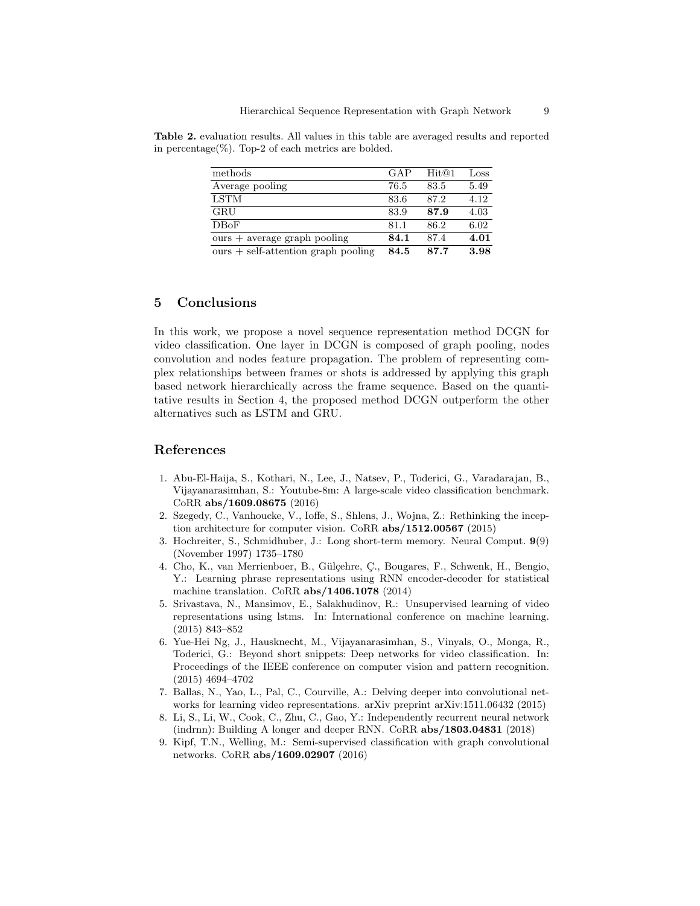**Table 2.** evaluation results. All values in this table are averaged results and reported in percentage(%). Top-2 of each metrics are bolded.

| methods | GAP | Hit@1 | Loss |
|---|---|---|---|
| Average pooling | 76.5 | 83.5 | 5.49 |
| LSTM | 83.6 | 87.2 | 4.12 |
| GRU | 83.9 | **87.9** | 4.03 |
| DBoF | 81.1 | 86.2 | 6.02 |
| ours + average graph pooling | **84.1** | 87.4 | **4.01** |
| ours + self-attention graph pooling | **84.5** | **87.7** | **3.98** |

## 5 Conclusions

In this work, we propose a novel sequence representation method DCGN for video classification. One layer in DCGN is composed of graph pooling, nodes convolution and nodes feature propagation. The problem of representing complex relationships between frames or shots is addressed by applying this graph based network hierarchically across the frame sequence. Based on the quantitative results in Section 4, the proposed method DCGN outperform the other alternatives such as LSTM and GRU.

## References

1. Abu-El-Haija, S., Kothari, N., Lee, J., Natsev, P., Toderici, G., Varadarajan, B., Vijayanarasimhan, S.: Youtube-8m: A large-scale video classification benchmark. CoRR **abs/1609.08675** (2016)
2. Szegedy, C., Vanhoucke, V., Ioffe, S., Shlens, J., Wojna, Z.: Rethinking the inception architecture for computer vision. CoRR **abs/1512.00567** (2015)
3. Hochreiter, S., Schmidhuber, J.: Long short-term memory. Neural Comput. **9**(9) (November 1997) 1735–1780
4. Cho, K., van Merrienboer, B., Gülçehre, Ç., Bougares, F., Schwenk, H., Bengio, Y.: Learning phrase representations using RNN encoder-decoder for statistical machine translation. CoRR **abs/1406.1078** (2014)
5. Srivastava, N., Mansimov, E., Salakhudinov, R.: Unsupervised learning of video representations using lstms. In: International conference on machine learning. (2015) 843–852
6. Yue-Hei Ng, J., Hausknecht, M., Vijayanarasimhan, S., Vinyals, O., Monga, R., Toderici, G.: Beyond short snippets: Deep networks for video classification. In: Proceedings of the IEEE conference on computer vision and pattern recognition. (2015) 4694–4702
7. Ballas, N., Yao, L., Pal, C., Courville, A.: Delving deeper into convolutional networks for learning video representations. arXiv preprint arXiv:1511.06432 (2015)
8. Li, S., Li, W., Cook, C., Zhu, C., Gao, Y.: Independently recurrent neural network (indrnn): Building A longer and deeper RNN. CoRR **abs/1803.04831** (2018)
9. Kipf, T.N., Welling, M.: Semi-supervised classification with graph convolutional networks. CoRR **abs/1609.02907** (2016)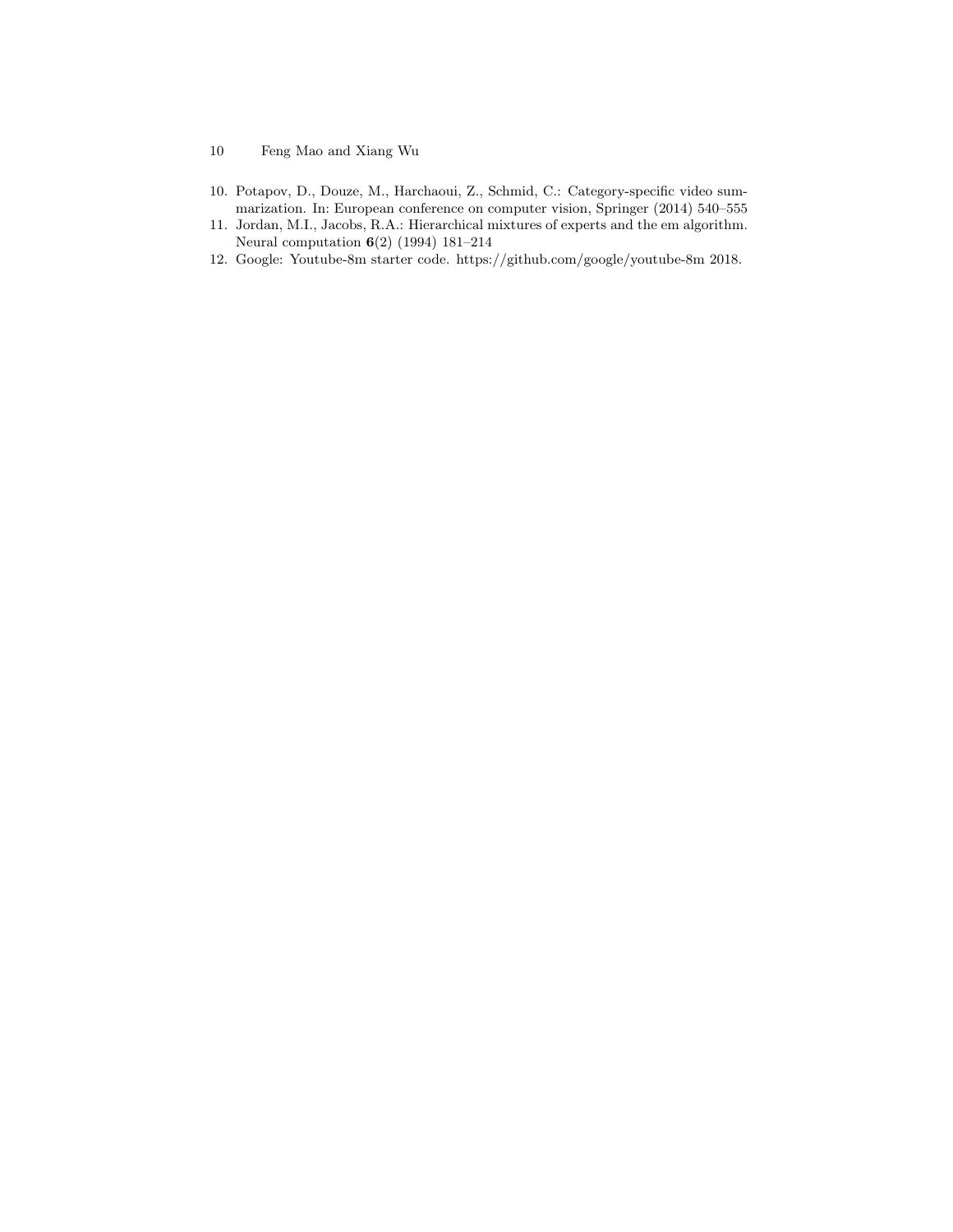10. Potapov, D., Douze, M., Harchaoui, Z., Schmid, C.: Category-specific video summarization. In: European conference on computer vision, Springer (2014) 540–555
11. Jordan, M.I., Jacobs, R.A.: Hierarchical mixtures of experts and the em algorithm. Neural computation **6**(2) (1994) 181–214
12. Google: Youtube-8m starter code. https://github.com/google/youtube-8m 2018.